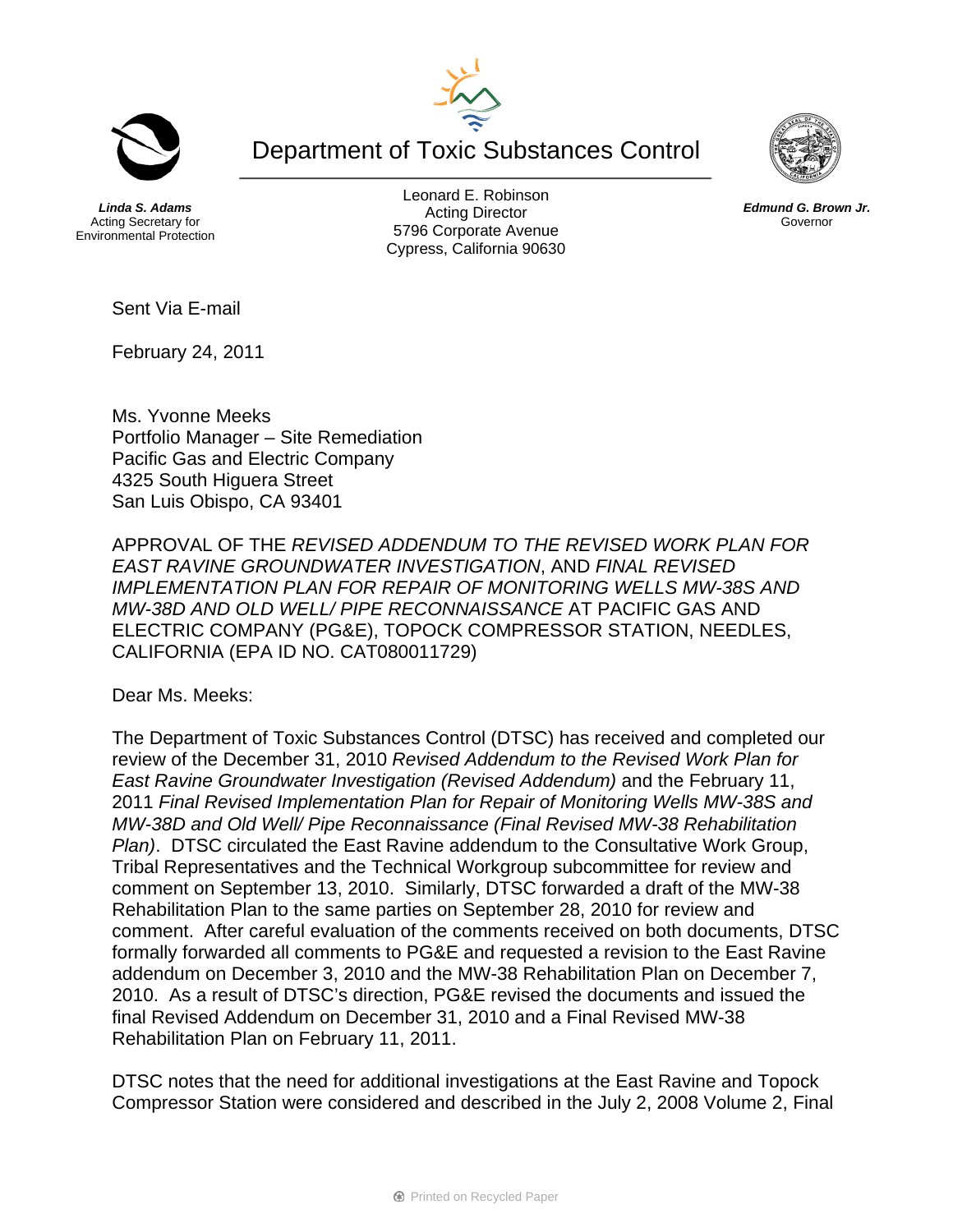Department of Toxic Substances Control

**Linda S. Adams**
Acting Secretary for
Environmental Protection

Leonard E. Robinson
Acting Director
5796 Corporate Avenue
Cypress, California 90630

**Edmund G. Brown Jr.**
Governor

Sent Via E-mail

February 24, 2011

Ms. Yvonne Meeks
Portfolio Manager – Site Remediation
Pacific Gas and Electric Company
4325 South Higuera Street
San Luis Obispo, CA 93401

APPROVAL OF THE *REVISED ADDENDUM TO THE REVISED WORK PLAN FOR EAST RAVINE GROUNDWATER INVESTIGATION*, AND *FINAL REVISED IMPLEMENTATION PLAN FOR REPAIR OF MONITORING WELLS MW-38S AND MW-38D AND OLD WELL/ PIPE RECONNAISSANCE* AT PACIFIC GAS AND ELECTRIC COMPANY (PG&E), TOPOCK COMPRESSOR STATION, NEEDLES, CALIFORNIA (EPA ID NO. CAT080011729)

Dear Ms. Meeks:

The Department of Toxic Substances Control (DTSC) has received and completed our review of the December 31, 2010 *Revised Addendum to the Revised Work Plan for East Ravine Groundwater Investigation (Revised Addendum)* and the February 11, 2011 *Final Revised Implementation Plan for Repair of Monitoring Wells MW-38S and MW-38D and Old Well/ Pipe Reconnaissance (Final Revised MW-38 Rehabilitation Plan)*. DTSC circulated the East Ravine addendum to the Consultative Work Group, Tribal Representatives and the Technical Workgroup subcommittee for review and comment on September 13, 2010. Similarly, DTSC forwarded a draft of the MW-38 Rehabilitation Plan to the same parties on September 28, 2010 for review and comment. After careful evaluation of the comments received on both documents, DTSC formally forwarded all comments to PG&E and requested a revision to the East Ravine addendum on December 3, 2010 and the MW-38 Rehabilitation Plan on December 7, 2010. As a result of DTSC's direction, PG&E revised the documents and issued the final Revised Addendum on December 31, 2010 and a Final Revised MW-38 Rehabilitation Plan on February 11, 2011.

DTSC notes that the need for additional investigations at the East Ravine and Topock Compressor Station were considered and described in the July 2, 2008 Volume 2, Final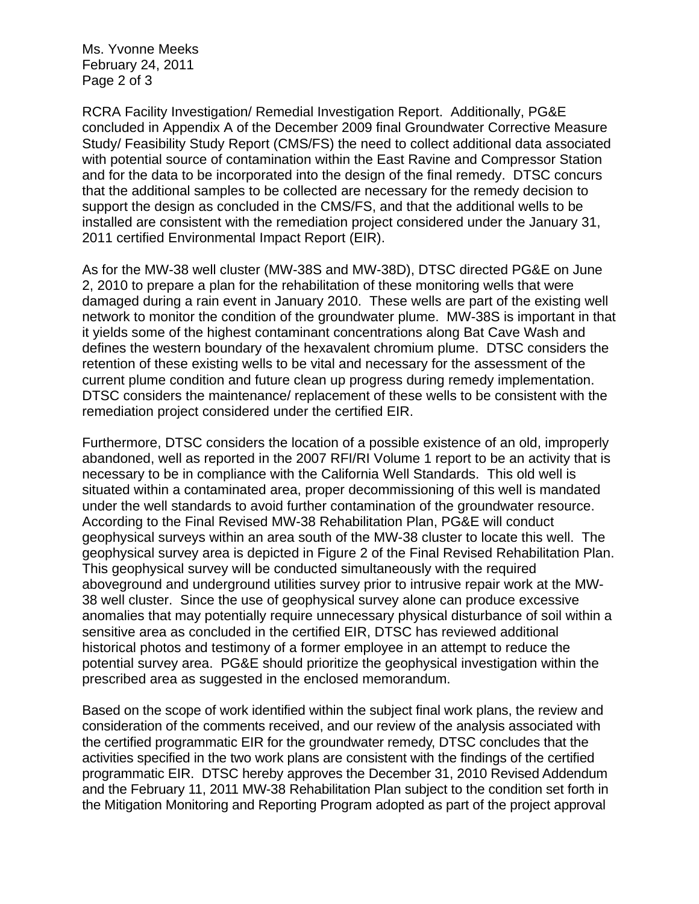RCRA Facility Investigation/ Remedial Investigation Report. Additionally, PG&E concluded in Appendix A of the December 2009 final Groundwater Corrective Measure Study/ Feasibility Study Report (CMS/FS) the need to collect additional data associated with potential source of contamination within the East Ravine and Compressor Station and for the data to be incorporated into the design of the final remedy. DTSC concurs that the additional samples to be collected are necessary for the remedy decision to support the design as concluded in the CMS/FS, and that the additional wells to be installed are consistent with the remediation project considered under the January 31, 2011 certified Environmental Impact Report (EIR).

As for the MW-38 well cluster (MW-38S and MW-38D), DTSC directed PG&E on June 2, 2010 to prepare a plan for the rehabilitation of these monitoring wells that were damaged during a rain event in January 2010. These wells are part of the existing well network to monitor the condition of the groundwater plume. MW-38S is important in that it yields some of the highest contaminant concentrations along Bat Cave Wash and defines the western boundary of the hexavalent chromium plume. DTSC considers the retention of these existing wells to be vital and necessary for the assessment of the current plume condition and future clean up progress during remedy implementation. DTSC considers the maintenance/ replacement of these wells to be consistent with the remediation project considered under the certified EIR.

Furthermore, DTSC considers the location of a possible existence of an old, improperly abandoned, well as reported in the 2007 RFI/RI Volume 1 report to be an activity that is necessary to be in compliance with the California Well Standards. This old well is situated within a contaminated area, proper decommissioning of this well is mandated under the well standards to avoid further contamination of the groundwater resource. According to the Final Revised MW-38 Rehabilitation Plan, PG&E will conduct geophysical surveys within an area south of the MW-38 cluster to locate this well. The geophysical survey area is depicted in Figure 2 of the Final Revised Rehabilitation Plan. This geophysical survey will be conducted simultaneously with the required aboveground and underground utilities survey prior to intrusive repair work at the MW-38 well cluster. Since the use of geophysical survey alone can produce excessive anomalies that may potentially require unnecessary physical disturbance of soil within a sensitive area as concluded in the certified EIR, DTSC has reviewed additional historical photos and testimony of a former employee in an attempt to reduce the potential survey area. PG&E should prioritize the geophysical investigation within the prescribed area as suggested in the enclosed memorandum.

Based on the scope of work identified within the subject final work plans, the review and consideration of the comments received, and our review of the analysis associated with the certified programmatic EIR for the groundwater remedy, DTSC concludes that the activities specified in the two work plans are consistent with the findings of the certified programmatic EIR. DTSC hereby approves the December 31, 2010 Revised Addendum and the February 11, 2011 MW-38 Rehabilitation Plan subject to the condition set forth in the Mitigation Monitoring and Reporting Program adopted as part of the project approval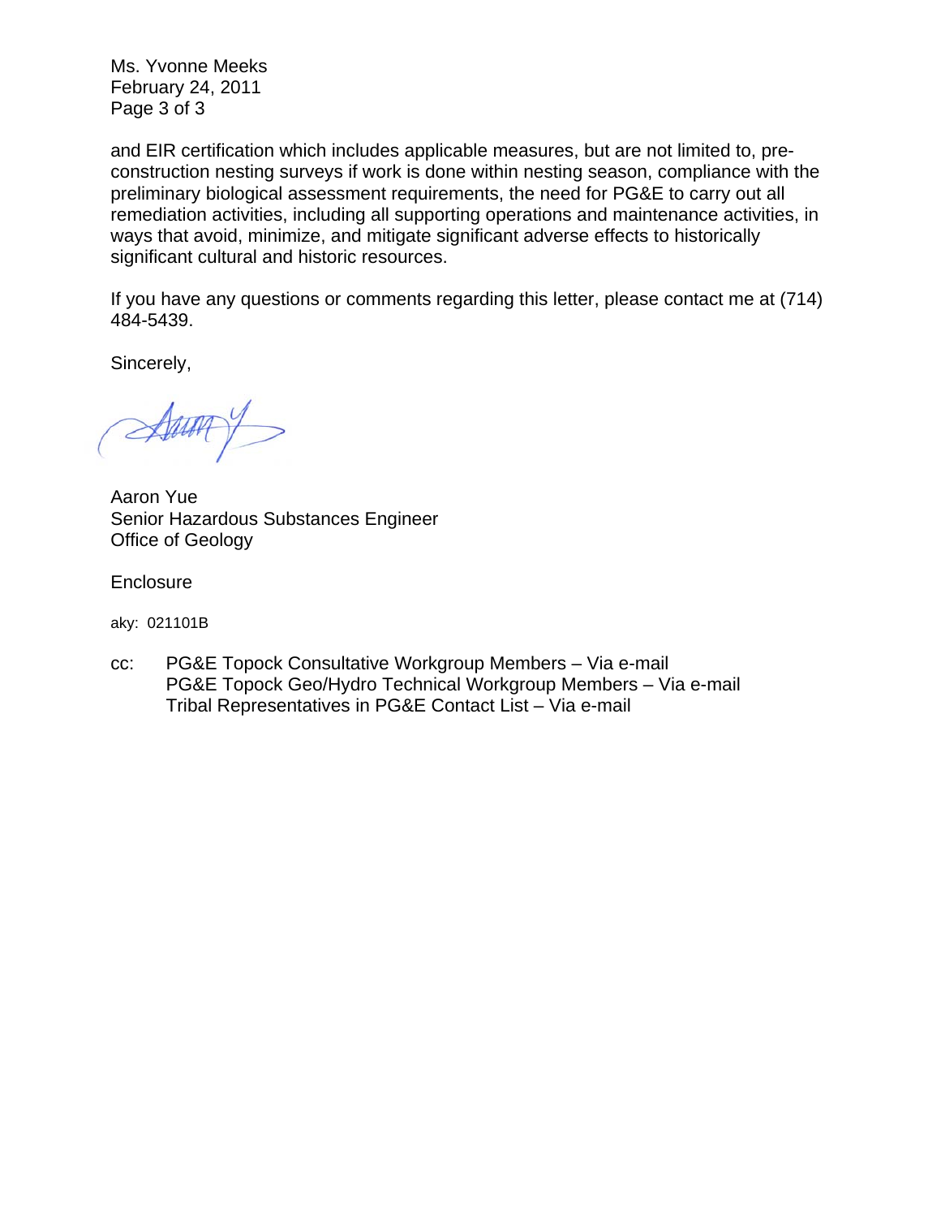and EIR certification which includes applicable measures, but are not limited to, pre-construction nesting surveys if work is done within nesting season, compliance with the preliminary biological assessment requirements, the need for PG&E to carry out all remediation activities, including all supporting operations and maintenance activities, in ways that avoid, minimize, and mitigate significant adverse effects to historically significant cultural and historic resources.

If you have any questions or comments regarding this letter, please contact me at (714) 484-5439.

Sincerely,

Aaron Yue
Senior Hazardous Substances Engineer
Office of Geology

Enclosure

aky: 021101B

cc: PG&E Topock Consultative Workgroup Members – Via e-mail
PG&E Topock Geo/Hydro Technical Workgroup Members – Via e-mail
Tribal Representatives in PG&E Contact List – Via e-mail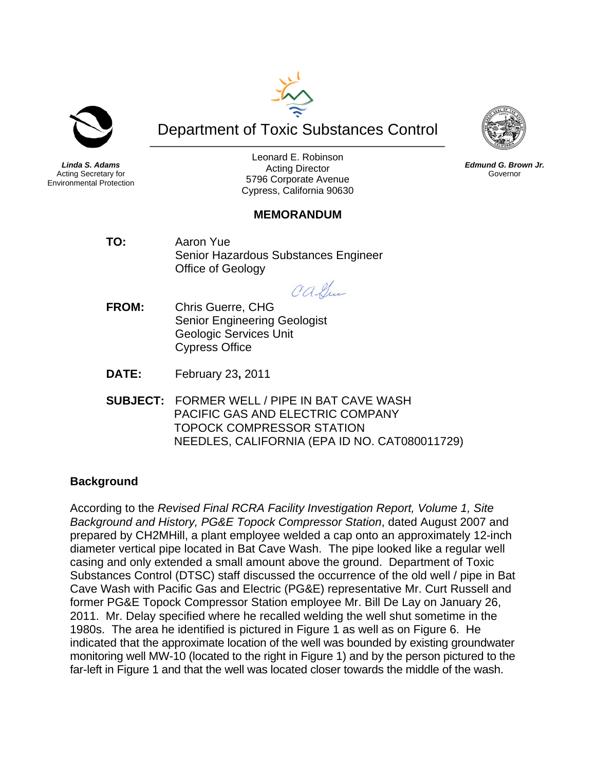# Department of Toxic Substances Control

***Linda S. Adams***
Acting Secretary for
Environmental Protection

Leonard E. Robinson
Acting Director
5796 Corporate Avenue
Cypress, California 90630

***Edmund G. Brown Jr.***
Governor

## MEMORANDUM

**TO:** Aaron Yue
Senior Hazardous Substances Engineer
Office of Geology

**FROM:** Chris Guerre, CHG
Senior Engineering Geologist
Geologic Services Unit
Cypress Office

**DATE:** February 23**,** 2011

**SUBJECT:** FORMER WELL / PIPE IN BAT CAVE WASH
PACIFIC GAS AND ELECTRIC COMPANY
TOPOCK COMPRESSOR STATION
NEEDLES, CALIFORNIA (EPA ID NO. CAT080011729)

### Background

According to the *Revised Final RCRA Facility Investigation Report, Volume 1, Site Background and History, PG&E Topock Compressor Station*, dated August 2007 and prepared by CH2MHill, a plant employee welded a cap onto an approximately 12-inch diameter vertical pipe located in Bat Cave Wash. The pipe looked like a regular well casing and only extended a small amount above the ground. Department of Toxic Substances Control (DTSC) staff discussed the occurrence of the old well / pipe in Bat Cave Wash with Pacific Gas and Electric (PG&E) representative Mr. Curt Russell and former PG&E Topock Compressor Station employee Mr. Bill De Lay on January 26, 2011. Mr. Delay specified where he recalled welding the well shut sometime in the 1980s. The area he identified is pictured in Figure 1 as well as on Figure 6. He indicated that the approximate location of the well was bounded by existing groundwater monitoring well MW-10 (located to the right in Figure 1) and by the person pictured to the far-left in Figure 1 and that the well was located closer towards the middle of the wash.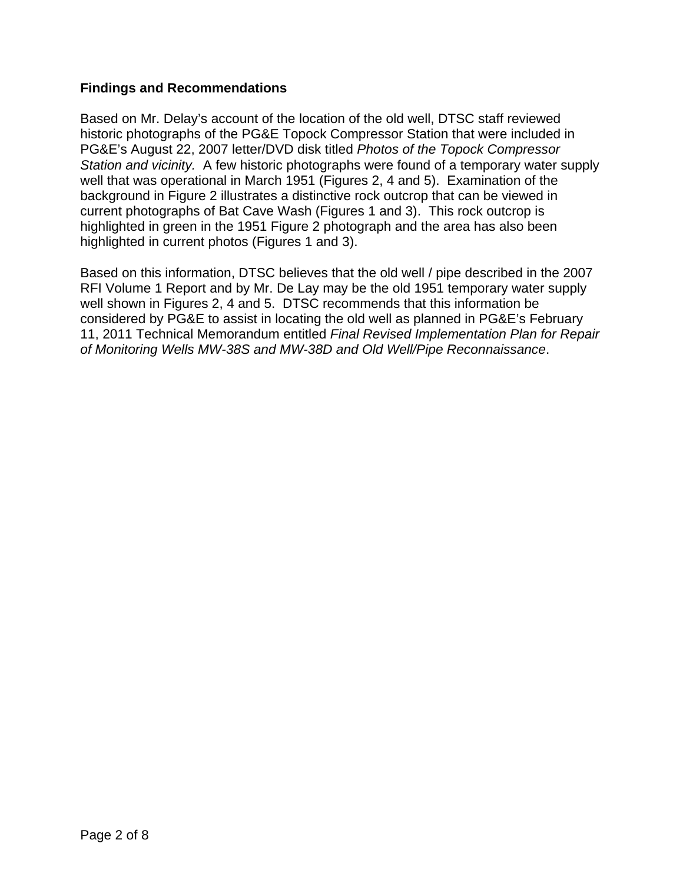**Findings and Recommendations**

Based on Mr. Delay's account of the location of the old well, DTSC staff reviewed historic photographs of the PG&E Topock Compressor Station that were included in PG&E's August 22, 2007 letter/DVD disk titled *Photos of the Topock Compressor Station and vicinity.* A few historic photographs were found of a temporary water supply well that was operational in March 1951 (Figures 2, 4 and 5). Examination of the background in Figure 2 illustrates a distinctive rock outcrop that can be viewed in current photographs of Bat Cave Wash (Figures 1 and 3). This rock outcrop is highlighted in green in the 1951 Figure 2 photograph and the area has also been highlighted in current photos (Figures 1 and 3).

Based on this information, DTSC believes that the old well / pipe described in the 2007 RFI Volume 1 Report and by Mr. De Lay may be the old 1951 temporary water supply well shown in Figures 2, 4 and 5. DTSC recommends that this information be considered by PG&E to assist in locating the old well as planned in PG&E's February 11, 2011 Technical Memorandum entitled *Final Revised Implementation Plan for Repair of Monitoring Wells MW-38S and MW-38D and Old Well/Pipe Reconnaissance*.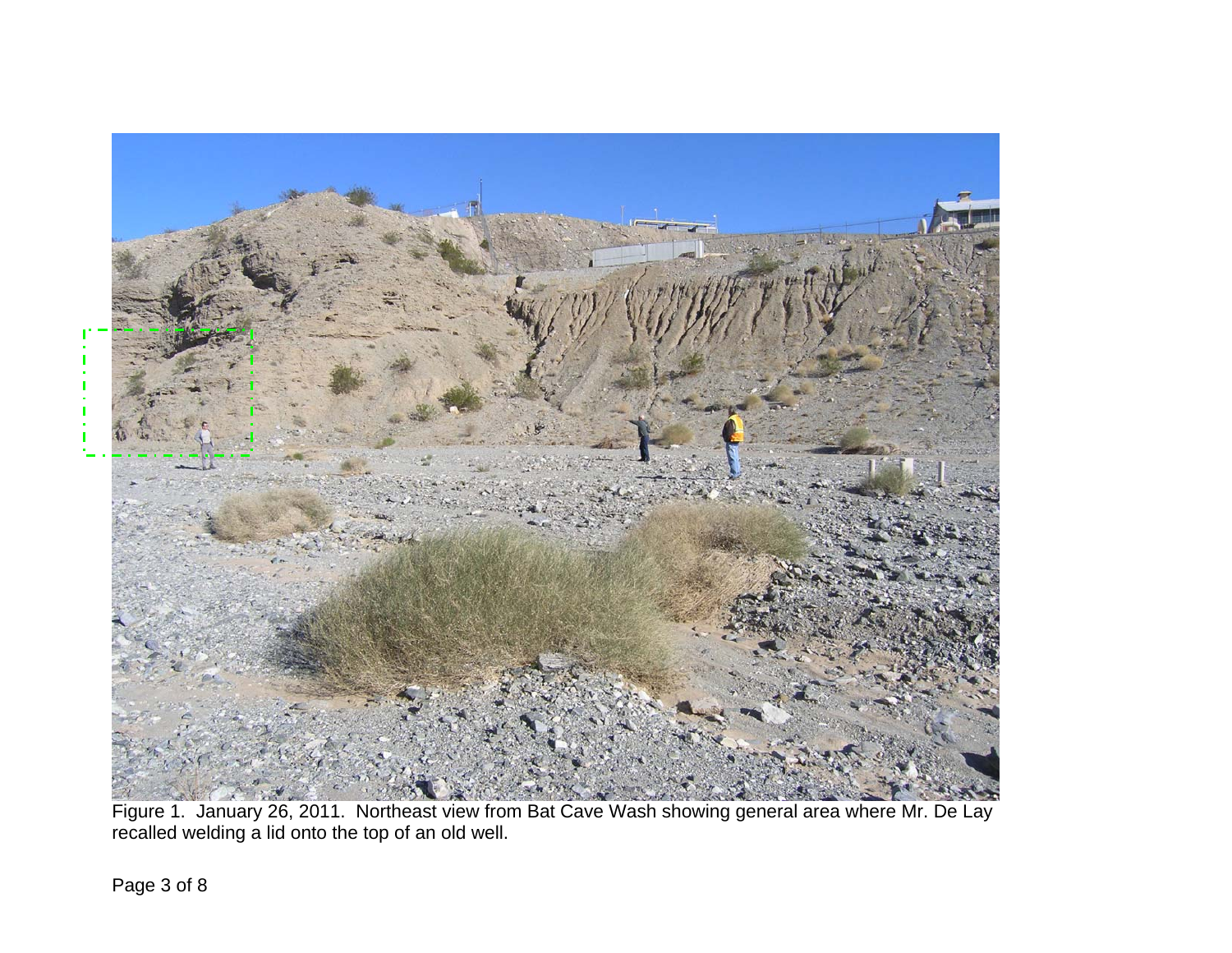Figure 1. January 26, 2011. Northeast view from Bat Cave Wash showing general area where Mr. De Lay recalled welding a lid onto the top of an old well.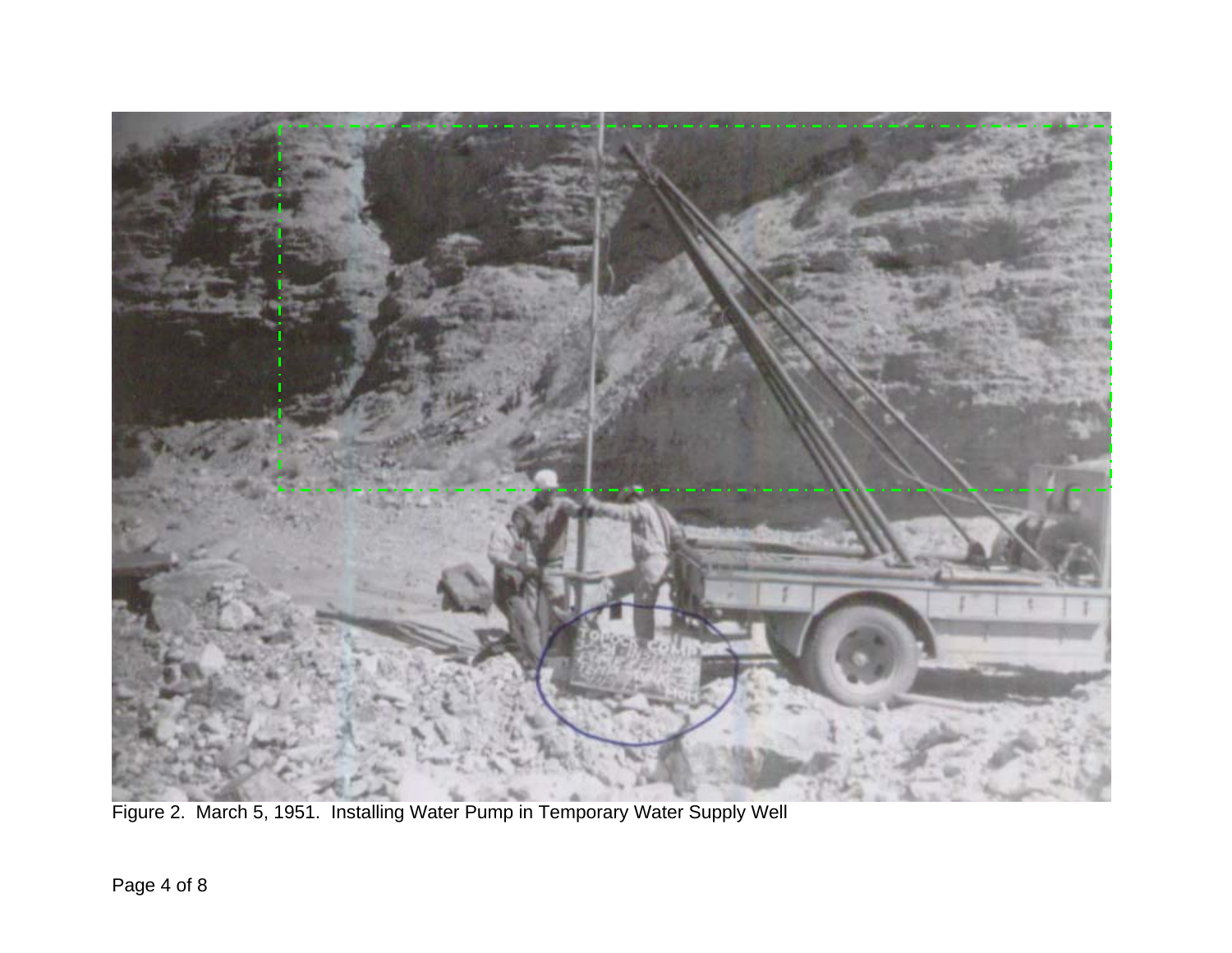Figure 2. March 5, 1951. Installing Water Pump in Temporary Water Supply Well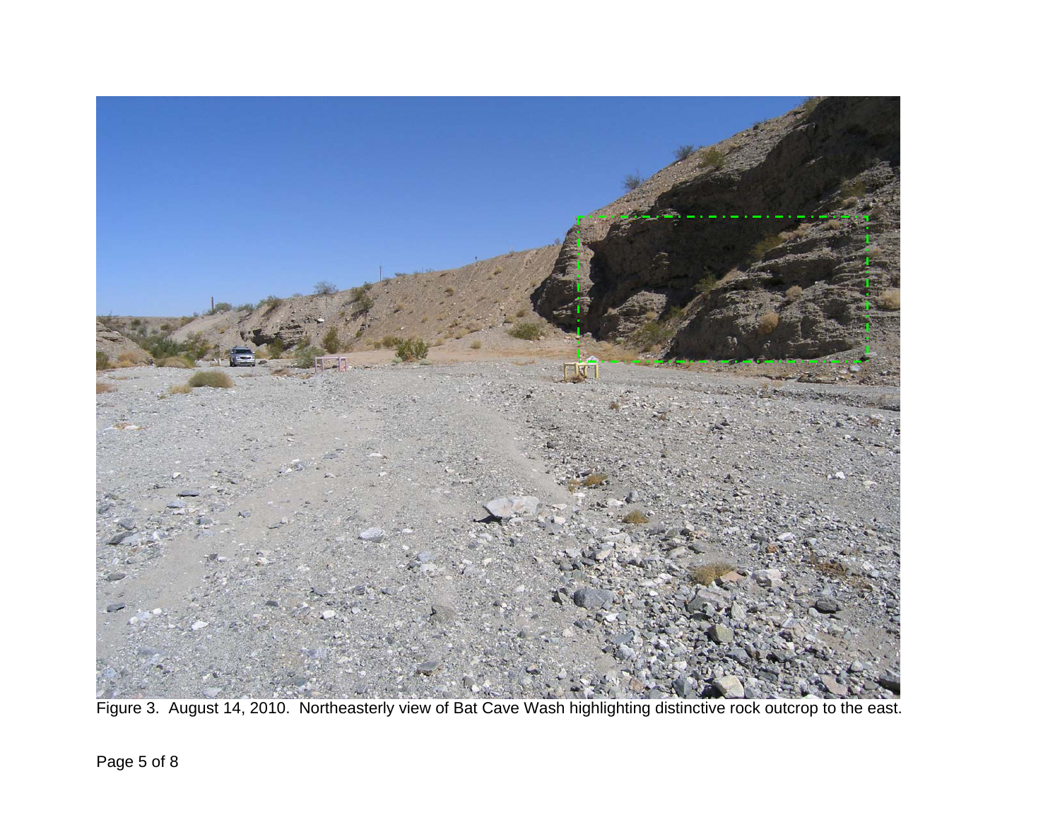Figure 3. August 14, 2010. Northeasterly view of Bat Cave Wash highlighting distinctive rock outcrop to the east.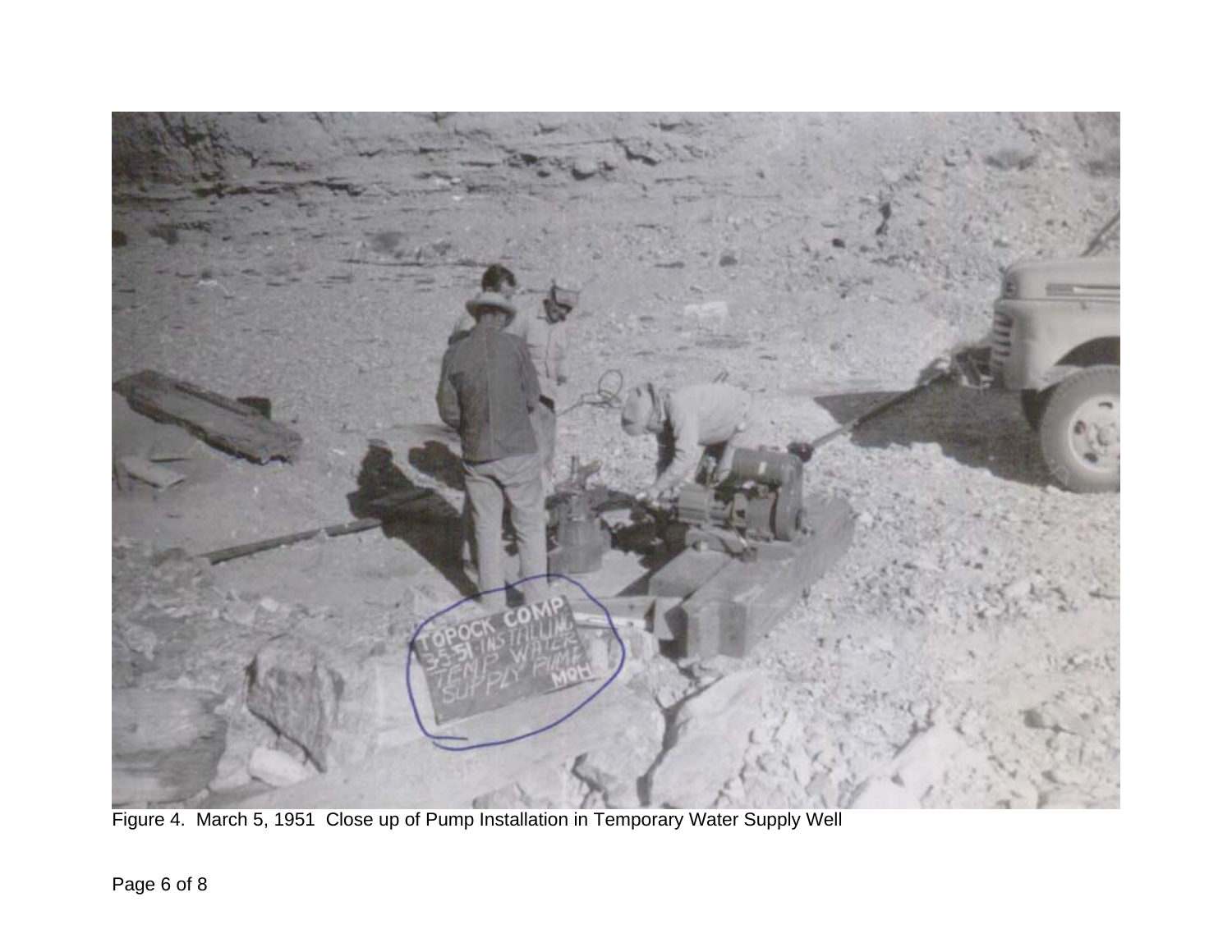Figure 4. March 5, 1951 Close up of Pump Installation in Temporary Water Supply Well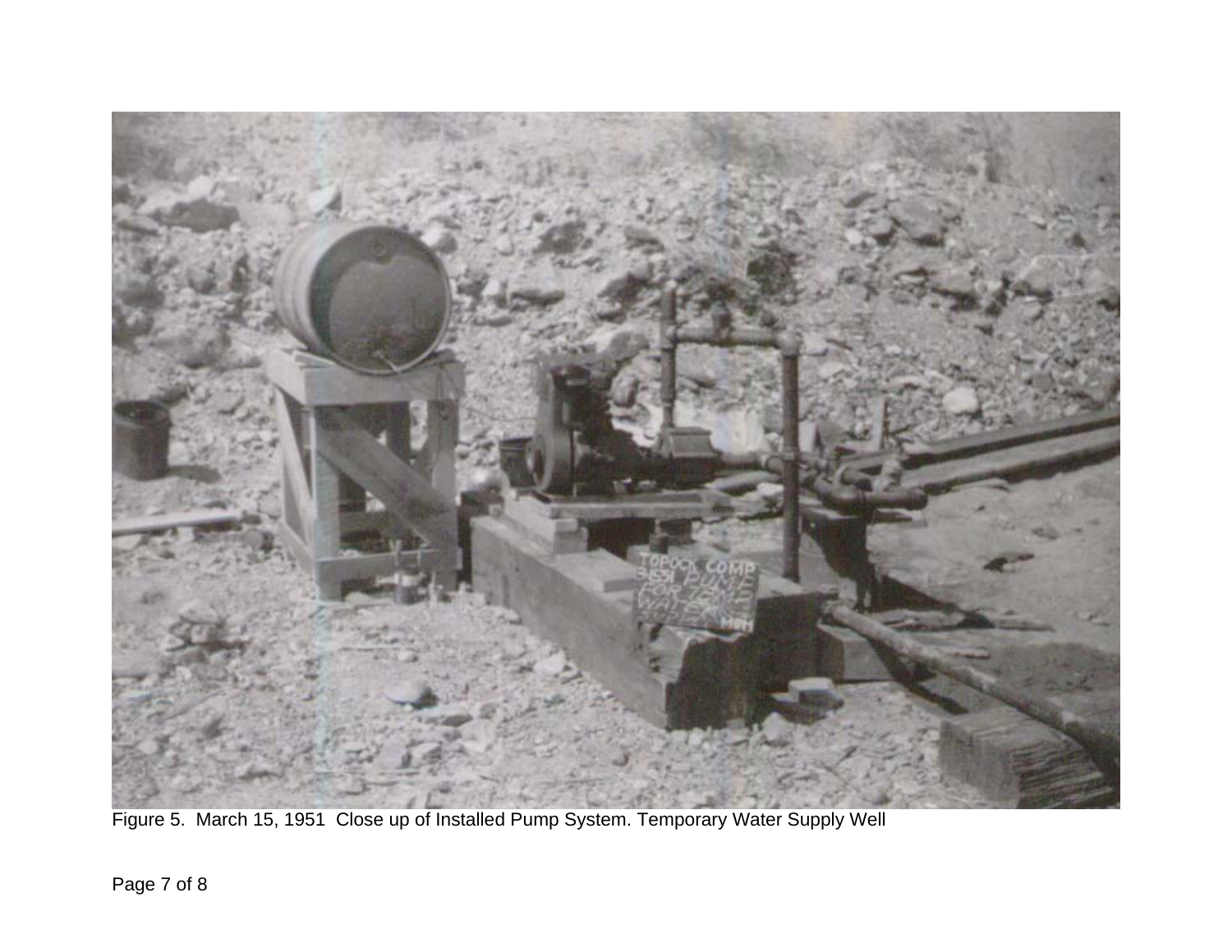Figure 5. March 15, 1951 Close up of Installed Pump System. Temporary Water Supply Well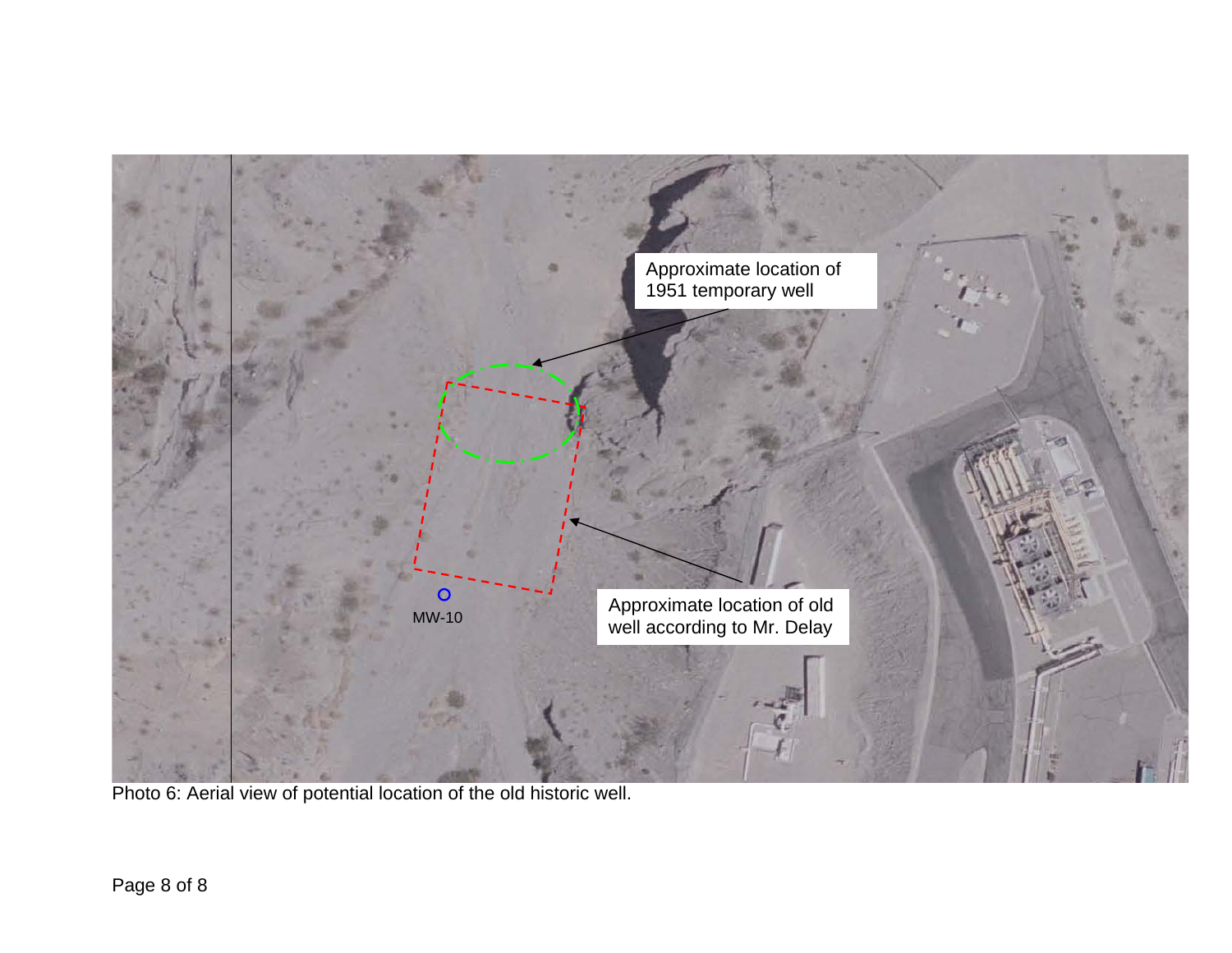Approximate location of 1951 temporary well

Approximate location of old well according to Mr. Delay

MW-10

Photo 6: Aerial view of potential location of the old historic well.